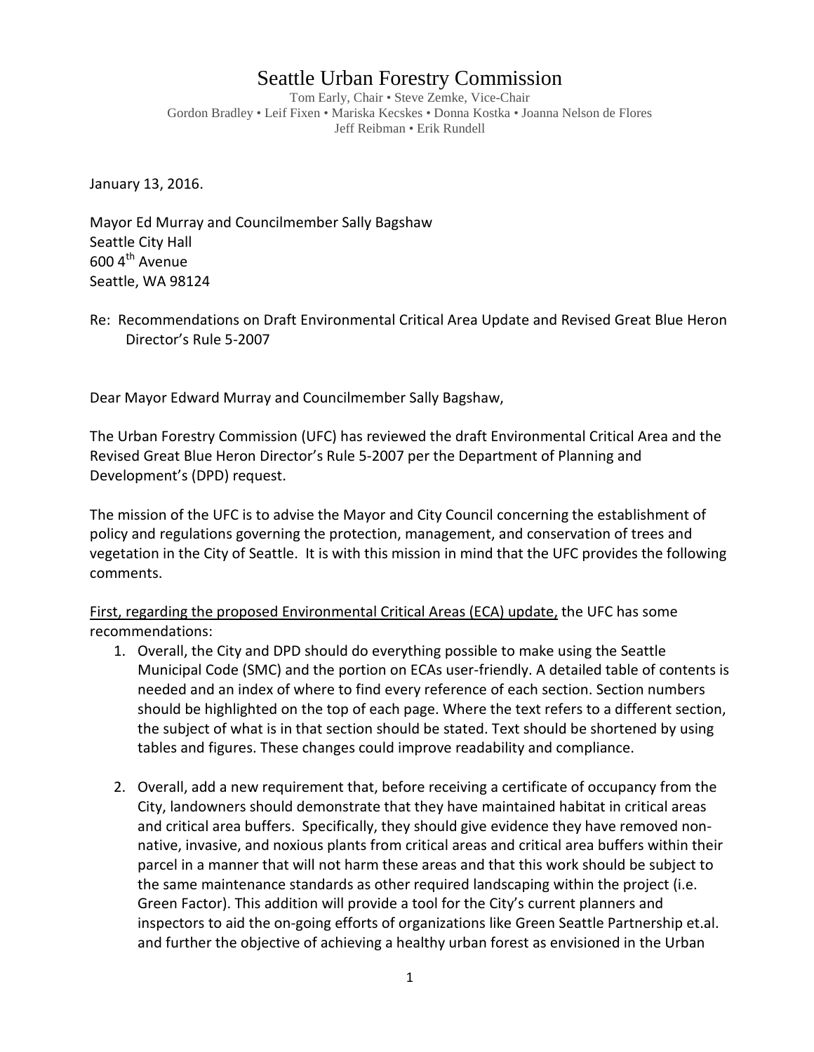# Seattle Urban Forestry Commission

Tom Early, Chair • Steve Zemke, Vice-Chair
Gordon Bradley • Leif Fixen • Mariska Kecskes • Donna Kostka • Joanna Nelson de Flores
Jeff Reibman • Erik Rundell

January 13, 2016.

Mayor Ed Murray and Councilmember Sally Bagshaw
Seattle City Hall
600 4th Avenue
Seattle, WA 98124

Re: Recommendations on Draft Environmental Critical Area Update and Revised Great Blue Heron Director's Rule 5-2007

Dear Mayor Edward Murray and Councilmember Sally Bagshaw,

The Urban Forestry Commission (UFC) has reviewed the draft Environmental Critical Area and the Revised Great Blue Heron Director's Rule 5-2007 per the Department of Planning and Development's (DPD) request.

The mission of the UFC is to advise the Mayor and City Council concerning the establishment of policy and regulations governing the protection, management, and conservation of trees and vegetation in the City of Seattle. It is with this mission in mind that the UFC provides the following comments.

<u>First, regarding the proposed Environmental Critical Areas (ECA) update,</u> the UFC has some recommendations:

1. Overall, the City and DPD should do everything possible to make using the Seattle Municipal Code (SMC) and the portion on ECAs user-friendly. A detailed table of contents is needed and an index of where to find every reference of each section. Section numbers should be highlighted on the top of each page. Where the text refers to a different section, the subject of what is in that section should be stated. Text should be shortened by using tables and figures. These changes could improve readability and compliance.

2. Overall, add a new requirement that, before receiving a certificate of occupancy from the City, landowners should demonstrate that they have maintained habitat in critical areas and critical area buffers. Specifically, they should give evidence they have removed non-native, invasive, and noxious plants from critical areas and critical area buffers within their parcel in a manner that will not harm these areas and that this work should be subject to the same maintenance standards as other required landscaping within the project (i.e. Green Factor). This addition will provide a tool for the City's current planners and inspectors to aid the on-going efforts of organizations like Green Seattle Partnership et.al. and further the objective of achieving a healthy urban forest as envisioned in the Urban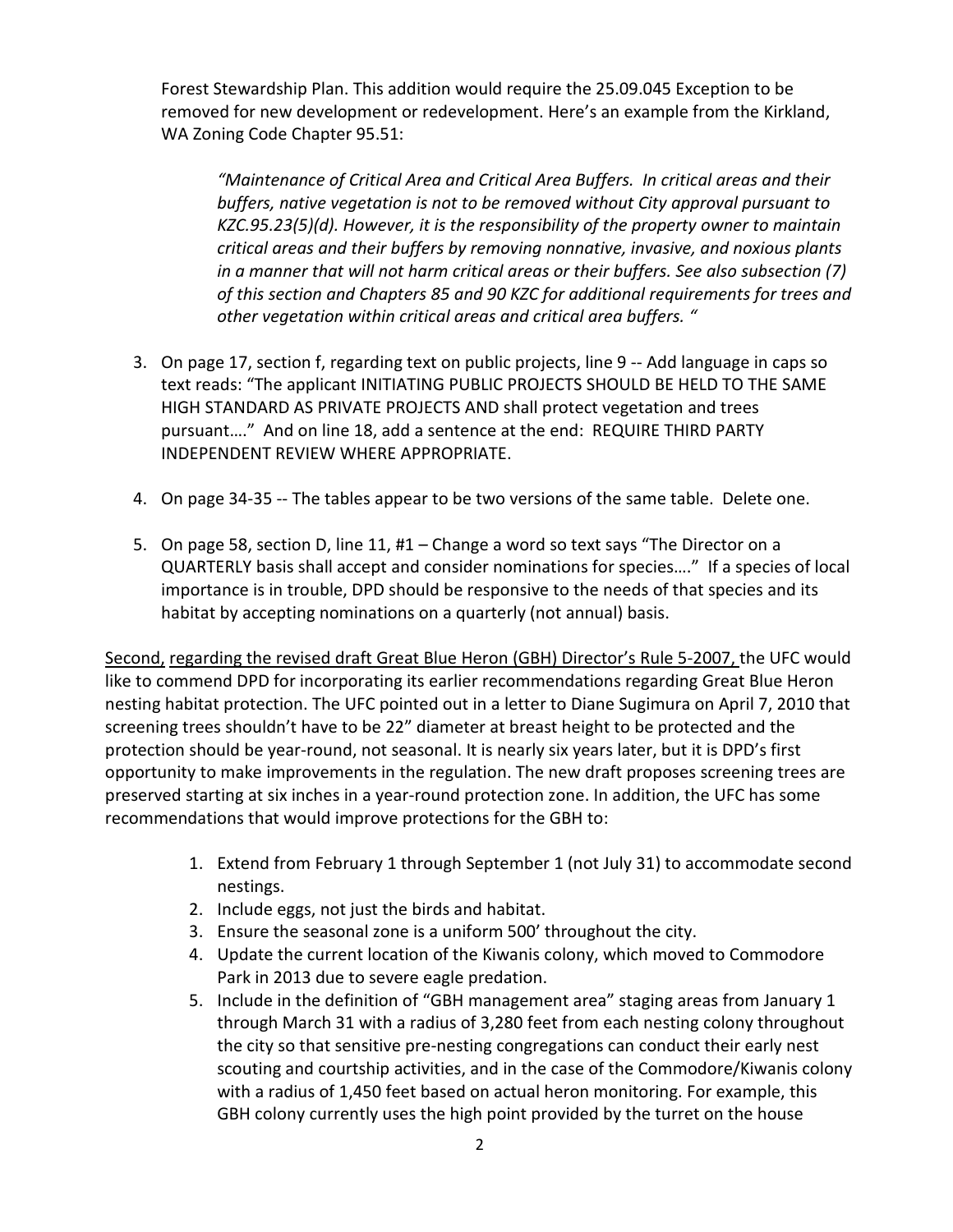Forest Stewardship Plan. This addition would require the 25.09.045 Exception to be removed for new development or redevelopment. Here's an example from the Kirkland, WA Zoning Code Chapter 95.51:

> *"Maintenance of Critical Area and Critical Area Buffers. In critical areas and their buffers, native vegetation is not to be removed without City approval pursuant to KZC.95.23(5)(d). However, it is the responsibility of the property owner to maintain critical areas and their buffers by removing nonnative, invasive, and noxious plants in a manner that will not harm critical areas or their buffers. See also subsection (7) of this section and Chapters 85 and 90 KZC for additional requirements for trees and other vegetation within critical areas and critical area buffers. "*

3. On page 17, section f, regarding text on public projects, line 9 -- Add language in caps so text reads: "The applicant INITIATING PUBLIC PROJECTS SHOULD BE HELD TO THE SAME HIGH STANDARD AS PRIVATE PROJECTS AND shall protect vegetation and trees pursuant…." And on line 18, add a sentence at the end: REQUIRE THIRD PARTY INDEPENDENT REVIEW WHERE APPROPRIATE.

4. On page 34-35 -- The tables appear to be two versions of the same table. Delete one.

5. On page 58, section D, line 11, #1 – Change a word so text says "The Director on a QUARTERLY basis shall accept and consider nominations for species…." If a species of local importance is in trouble, DPD should be responsive to the needs of that species and its habitat by accepting nominations on a quarterly (not annual) basis.

<u>Second, regarding the revised draft Great Blue Heron (GBH) Director's Rule 5-2007,</u> the UFC would like to commend DPD for incorporating its earlier recommendations regarding Great Blue Heron nesting habitat protection. The UFC pointed out in a letter to Diane Sugimura on April 7, 2010 that screening trees shouldn't have to be 22" diameter at breast height to be protected and the protection should be year-round, not seasonal. It is nearly six years later, but it is DPD's first opportunity to make improvements in the regulation. The new draft proposes screening trees are preserved starting at six inches in a year-round protection zone. In addition, the UFC has some recommendations that would improve protections for the GBH to:

1. Extend from February 1 through September 1 (not July 31) to accommodate second nestings.
2. Include eggs, not just the birds and habitat.
3. Ensure the seasonal zone is a uniform 500' throughout the city.
4. Update the current location of the Kiwanis colony, which moved to Commodore Park in 2013 due to severe eagle predation.
5. Include in the definition of "GBH management area" staging areas from January 1 through March 31 with a radius of 3,280 feet from each nesting colony throughout the city so that sensitive pre-nesting congregations can conduct their early nest scouting and courtship activities, and in the case of the Commodore/Kiwanis colony with a radius of 1,450 feet based on actual heron monitoring. For example, this GBH colony currently uses the high point provided by the turret on the house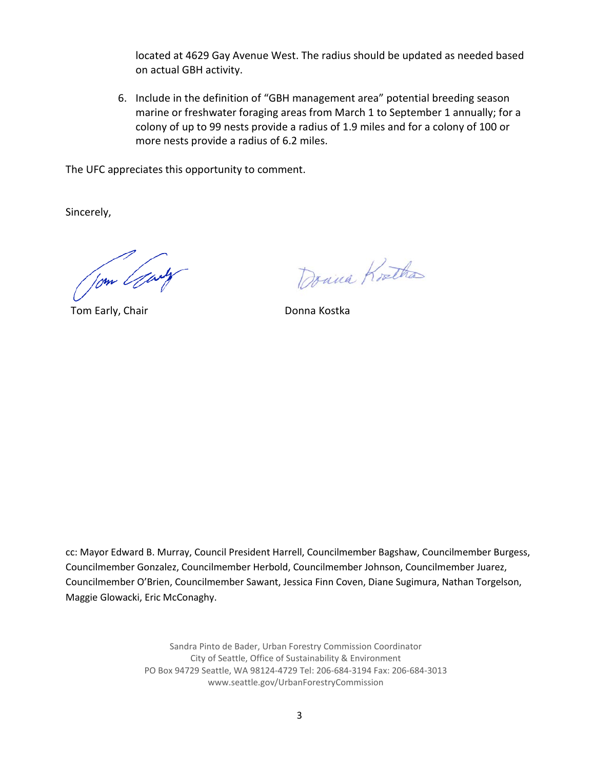located at 4629 Gay Avenue West. The radius should be updated as needed based on actual GBH activity.

6. Include in the definition of "GBH management area" potential breeding season marine or freshwater foraging areas from March 1 to September 1 annually; for a colony of up to 99 nests provide a radius of 1.9 miles and for a colony of 100 or more nests provide a radius of 6.2 miles.

The UFC appreciates this opportunity to comment.

Sincerely,

Tom Early, Chair

Donna Kostka

cc: Mayor Edward B. Murray, Council President Harrell, Councilmember Bagshaw, Councilmember Burgess, Councilmember Gonzalez, Councilmember Herbold, Councilmember Johnson, Councilmember Juarez, Councilmember O'Brien, Councilmember Sawant, Jessica Finn Coven, Diane Sugimura, Nathan Torgelson, Maggie Glowacki, Eric McConaghy.

Sandra Pinto de Bader, Urban Forestry Commission Coordinator
City of Seattle, Office of Sustainability & Environment
PO Box 94729 Seattle, WA 98124-4729 Tel: 206-684-3194 Fax: 206-684-3013
www.seattle.gov/UrbanForestryCommission